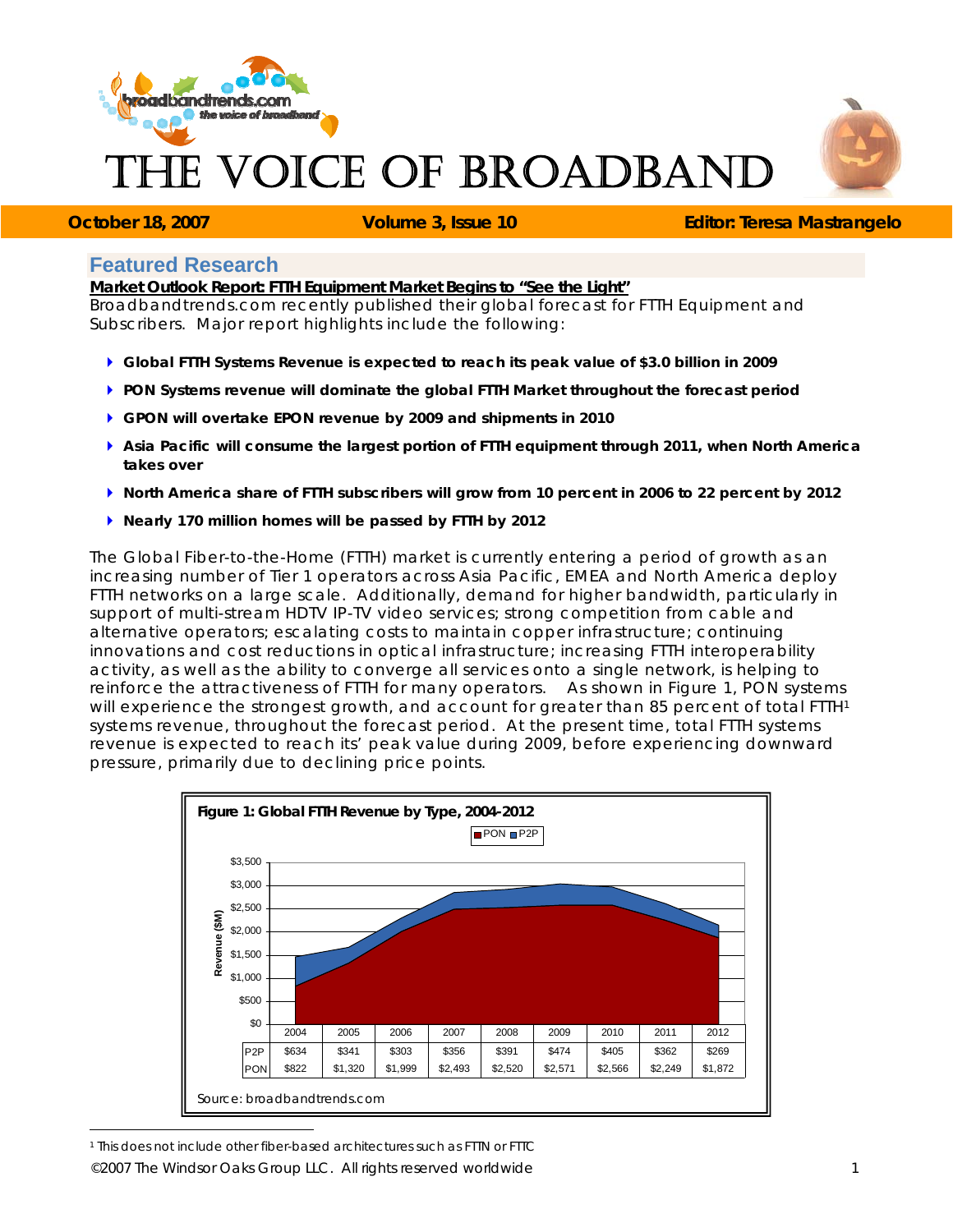# THE VOICE OF BROADBAND

**October 18, 2007** | **Volume 3, Issue 10** | **Editor: Teresa Mastrangelo**

## Featured Research

**Market Outlook Report: FTTH Equipment Market Begins to "See the Light"**

Broadbandtrends.com recently published their global forecast for FTTH Equipment and Subscribers. Major report highlights include the following:

- **Global FTTH Systems Revenue is expected to reach its peak value of $3.0 billion in 2009**
- **PON Systems revenue will dominate the global FTTH Market throughout the forecast period**
- **GPON will overtake EPON revenue by 2009 and shipments in 2010**
- **Asia Pacific will consume the largest portion of FTTH equipment through 2011, when North America takes over**
- **North America share of FTTH subscribers will grow from 10 percent in 2006 to 22 percent by 2012**
- **Nearly 170 million homes will be passed by FTTH by 2012**

The Global Fiber-to-the-Home (FTTH) market is currently entering a period of growth as an increasing number of Tier 1 operators across Asia Pacific, EMEA and North America deploy FTTH networks on a large scale. Additionally, demand for higher bandwidth, particularly in support of multi-stream HDTV IP-TV video services; strong competition from cable and alternative operators; escalating costs to maintain copper infrastructure; continuing innovations and cost reductions in optical infrastructure; increasing FTTH interoperability activity, as well as the ability to converge all services onto a single network, is helping to reinforce the attractiveness of FTTH for many operators. As shown in Figure 1, PON systems will experience the strongest growth, and account for greater than 85 percent of total FTTH[1] systems revenue, throughout the forecast period. At the present time, total FTTH systems revenue is expected to reach its' peak value during 2009, before experiencing downward pressure, primarily due to declining price points.

**Figure 1: Global FTTH Revenue by Type, 2004-2012**

Revenue ($M)

| | 2004 | 2005 | 2006 | 2007 | 2008 | 2009 | 2010 | 2011 | 2012 |
|---|---|---|---|---|---|---|---|---|---|
| P2P | $634 | $341 | $303 | $356 | $391 | $474 | $405 | $362 | $269 |
| PON | $822 | $1,320 | $1,999 | $2,493 | $2,520 | $2,571 | $2,566 | $2,249 | $1,872 |

Source: broadbandtrends.com

[1] This does not include other fiber-based architectures such as FTTN or FTTC

©2007 The Windsor Oaks Group LLC. All rights reserved worldwide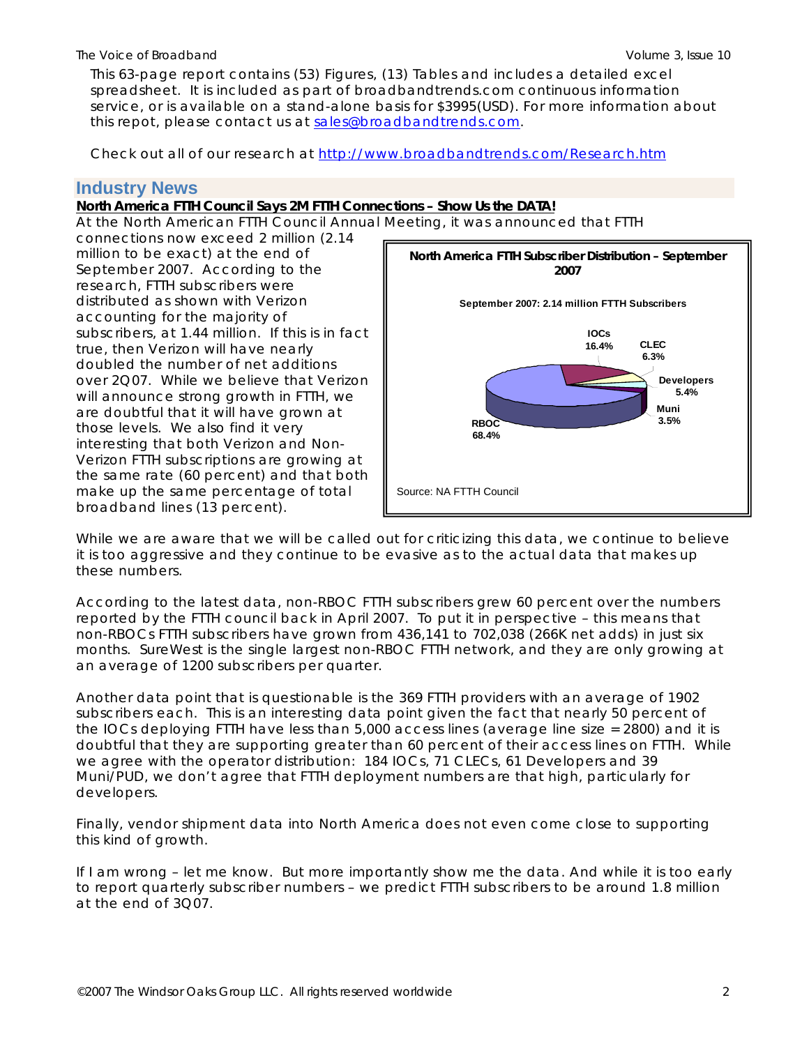This 63-page report contains (53) Figures, (13) Tables and includes a detailed excel spreadsheet. It is included as part of broadbandtrends.com continuous information service, or is available on a stand-alone basis for $3995(USD). For more information about this repot, please contact us at sales@broadbandtrends.com.

Check out all of our research at http://www.broadbandtrends.com/Research.htm

## Industry News

**North America FTTH Council Says 2M FTTH Connections – Show Us the DATA!**

At the North American FTTH Council Annual Meeting, it was announced that FTTH connections now exceed 2 million (2.14 million to be exact) at the end of September 2007. According to the research, FTTH subscribers were distributed as shown with Verizon accounting for the majority of subscribers, at 1.44 million. If this is in fact true, then Verizon will have nearly doubled the number of net additions over 2Q07. While we believe that Verizon will announce strong growth in FTTH, we are doubtful that it will have grown at those levels. We also find it very interesting that both Verizon and Non-Verizon FTTH subscriptions are growing at the same rate (60 percent) and that both make up the same percentage of total broadband lines (13 percent).

**North America FTTH Subscriber Distribution – September 2007**

September 2007: 2.14 million FTTH Subscribers

| Segment | Share |
|---|---|
| RBOC | 68.4% |
| IOCs | 16.4% |
| CLEC | 6.3% |
| Developers | 5.4% |
| Muni | 3.5% |

Source: NA FTTH Council

While we are aware that we will be called out for criticizing this data, we continue to believe it is too aggressive and they continue to be evasive as to the actual data that makes up these numbers.

According to the latest data, non-RBOC FTTH subscribers grew 60 percent over the numbers reported by the FTTH council back in April 2007. To put it in perspective – this means that non-RBOCs FTTH subscribers have grown from 436,141 to 702,038 (266K net adds) in just six months. SureWest is the single largest non-RBOC FTTH network, and they are only growing at an average of 1200 subscribers per quarter.

Another data point that is questionable is the 369 FTTH providers with an average of 1902 subscribers each. This is an interesting data point given the fact that nearly 50 percent of the IOCs deploying FTTH have less than 5,000 access lines (average line size = 2800) and it is doubtful that they are supporting greater than 60 percent of their access lines on FTTH. While we agree with the operator distribution: 184 IOCs, 71 CLECs, 61 Developers and 39 Muni/PUD, we don't agree that FTTH deployment numbers are that high, particularly for developers.

Finally, vendor shipment data into North America does not even come close to supporting this kind of growth.

If I am wrong – let me know. But more importantly show me the data. And while it is too early to report quarterly subscriber numbers – we predict FTTH subscribers to be around 1.8 million at the end of 3Q07.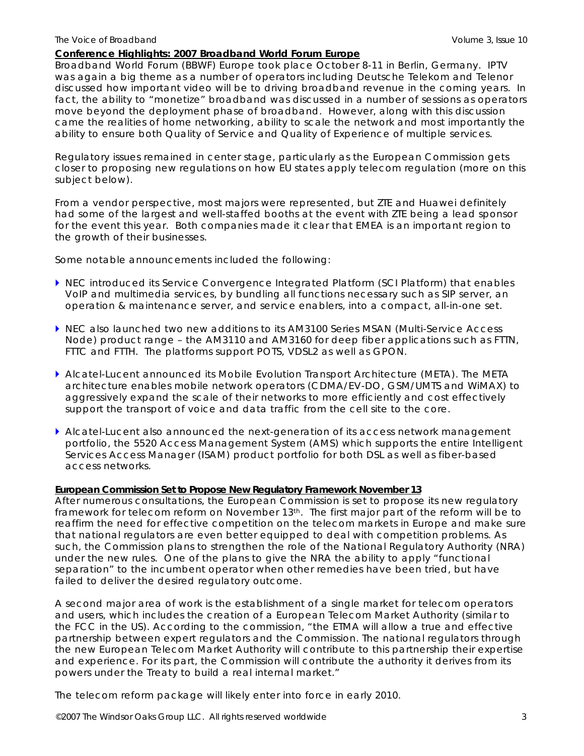## Conference Highlights: 2007 Broadband World Forum Europe

Broadband World Forum (BBWF) Europe took place October 8-11 in Berlin, Germany. IPTV was again a big theme as a number of operators including Deutsche Telekom and Telenor discussed how important video will be to driving broadband revenue in the coming years. In fact, the ability to "monetize" broadband was discussed in a number of sessions as operators move beyond the deployment phase of broadband. However, along with this discussion came the realities of home networking, ability to scale the network and most importantly the ability to ensure both Quality of Service and Quality of Experience of multiple services.

Regulatory issues remained in center stage, particularly as the European Commission gets closer to proposing new regulations on how EU states apply telecom regulation (more on this subject below).

From a vendor perspective, most majors were represented, but ZTE and Huawei definitely had some of the largest and well-staffed booths at the event with ZTE being a lead sponsor for the event this year. Both companies made it clear that EMEA is an important region to the growth of their businesses.

Some notable announcements included the following:

- NEC introduced its Service Convergence Integrated Platform (SCI Platform) that enables VoIP and multimedia services, by bundling all functions necessary such as SIP server, an operation & maintenance server, and service enablers, into a compact, all-in-one set.

- NEC also launched two new additions to its AM3100 Series MSAN (Multi-Service Access Node) product range – the AM3110 and AM3160 for deep fiber applications such as FTTN, FTTC and FTTH. The platforms support POTS, VDSL2 as well as GPON.

- Alcatel-Lucent announced its Mobile Evolution Transport Architecture (META). The META architecture enables mobile network operators (CDMA/EV-DO, GSM/UMTS and WiMAX) to aggressively expand the scale of their networks to more efficiently and cost effectively support the transport of voice and data traffic from the cell site to the core.

- Alcatel-Lucent also announced the next-generation of its access network management portfolio, the 5520 Access Management System (AMS) which supports the entire Intelligent Services Access Manager (ISAM) product portfolio for both DSL as well as fiber-based access networks.

## European Commission Set to Propose New Regulatory Framework November 13

After numerous consultations, the European Commission is set to propose its new regulatory framework for telecom reform on November 13th. The first major part of the reform will be to reaffirm the need for effective competition on the telecom markets in Europe and make sure that national regulators are even better equipped to deal with competition problems. As such, the Commission plans to strengthen the role of the National Regulatory Authority (NRA) under the new rules. One of the plans to give the NRA the ability to apply "functional separation" to the incumbent operator when other remedies have been tried, but have failed to deliver the desired regulatory outcome.

A second major area of work is the establishment of a single market for telecom operators and users, which includes the creation of a European Telecom Market Authority (similar to the FCC in the US). According to the commission, "the ETMA will allow a true and effective partnership between expert regulators and the Commission. The national regulators through the new European Telecom Market Authority will contribute to this partnership their expertise and experience. For its part, the Commission will contribute the authority it derives from its powers under the Treaty to build a real internal market."

The telecom reform package will likely enter into force in early 2010.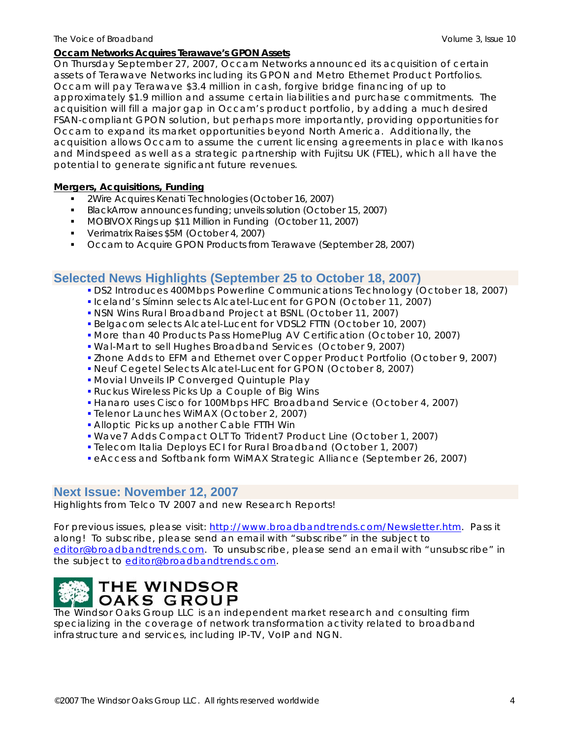**Occam Networks Acquires Terawave's GPON Assets**

On Thursday September 27, 2007, Occam Networks announced its acquisition of certain assets of Terawave Networks including its GPON and Metro Ethernet Product Portfolios. Occam will pay Terawave $3.4 million in cash, forgive bridge financing of up to approximately $1.9 million and assume certain liabilities and purchase commitments. The acquisition will fill a major gap in Occam's product portfolio, by adding a much desired FSAN-compliant GPON solution, but perhaps more importantly, providing opportunities for Occam to expand its market opportunities beyond North America. Additionally, the acquisition allows Occam to assume the current licensing agreements in place with Ikanos and Mindspeed as well as a strategic partnership with Fujitsu UK (FTEL), which all have the potential to generate significant future revenues.

**Mergers, Acquisitions, Funding**

- 2Wire Acquires Kenati Technologies (October 16, 2007)
- BlackArrow announces funding; unveils solution (October 15, 2007)
- MOBIVOX Rings up $11 Million in Funding (October 11, 2007)
- Verimatrix Raises $5M (October 4, 2007)
- Occam to Acquire GPON Products from Terawave (September 28, 2007)

## Selected News Highlights (September 25 to October 18, 2007)

- DS2 Introduces 400Mbps Powerline Communications Technology (October 18, 2007)
- Iceland's Síminn selects Alcatel-Lucent for GPON (October 11, 2007)
- NSN Wins Rural Broadband Project at BSNL (October 11, 2007)
- Belgacom selects Alcatel-Lucent for VDSL2 FTTN (October 10, 2007)
- More than 40 Products Pass HomePlug AV Certification (October 10, 2007)
- Wal-Mart to sell Hughes Broadband Services (October 9, 2007)
- Zhone Adds to EFM and Ethernet over Copper Product Portfolio (October 9, 2007)
- Neuf Cegetel Selects Alcatel-Lucent for GPON (October 8, 2007)
- Movial Unveils IP Converged Quintuple Play
- Ruckus Wireless Picks Up a Couple of Big Wins
- Hanaro uses Cisco for 100Mbps HFC Broadband Service (October 4, 2007)
- Telenor Launches WiMAX (October 2, 2007)
- Alloptic Picks up another Cable FTTH Win
- Wave7 Adds Compact OLT To Trident7 Product Line (October 1, 2007)
- Telecom Italia Deploys ECI for Rural Broadband (October 1, 2007)
- eAccess and Softbank form WiMAX Strategic Alliance (September 26, 2007)

## Next Issue: November 12, 2007

Highlights from Telco TV 2007 and new Research Reports!

For previous issues, please visit: http://www.broadbandtrends.com/Newsletter.htm. Pass it along! To subscribe, please send an email with "subscribe" in the subject to editor@broadbandtrends.com. To unsubscribe, please send an email with "unsubscribe" in the subject to editor@broadbandtrends.com.

**THE WINDSOR OAKS GROUP**

The Windsor Oaks Group LLC is an independent market research and consulting firm specializing in the coverage of network transformation activity related to broadband infrastructure and services, including IP-TV, VoIP and NGN.

©2007 The Windsor Oaks Group LLC. All rights reserved worldwide